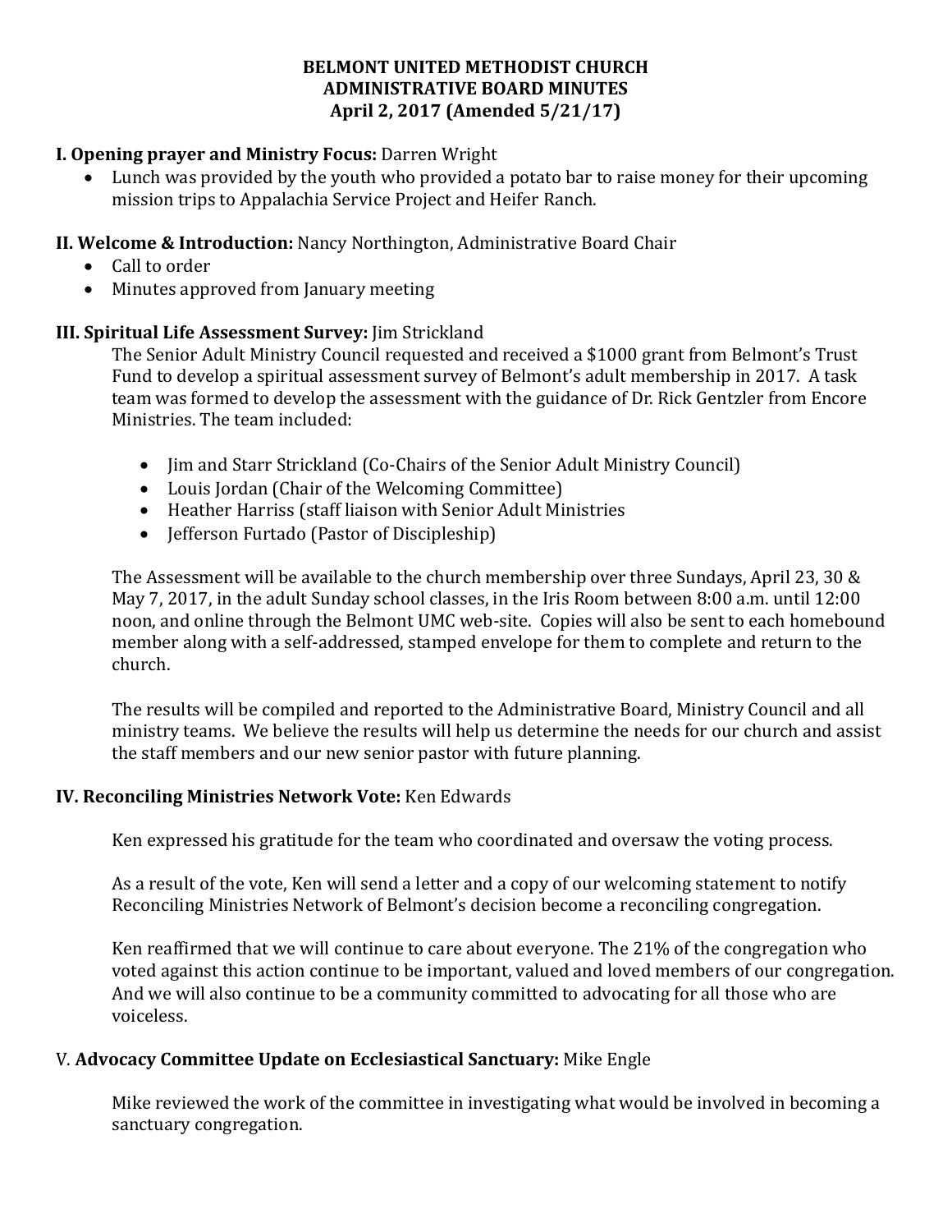# BELMONT UNITED METHODIST CHURCH
# ADMINISTRATIVE BOARD MINUTES
# April 2, 2017 (Amended 5/21/17)

**I. Opening prayer and Ministry Focus:** Darren Wright

- Lunch was provided by the youth who provided a potato bar to raise money for their upcoming mission trips to Appalachia Service Project and Heifer Ranch.

**II. Welcome & Introduction:** Nancy Northington, Administrative Board Chair

- Call to order
- Minutes approved from January meeting

**III. Spiritual Life Assessment Survey:** Jim Strickland

The Senior Adult Ministry Council requested and received a $1000 grant from Belmont's Trust Fund to develop a spiritual assessment survey of Belmont's adult membership in 2017. A task team was formed to develop the assessment with the guidance of Dr. Rick Gentzler from Encore Ministries. The team included:

- Jim and Starr Strickland (Co-Chairs of the Senior Adult Ministry Council)
- Louis Jordan (Chair of the Welcoming Committee)
- Heather Harriss (staff liaison with Senior Adult Ministries
- Jefferson Furtado (Pastor of Discipleship)

The Assessment will be available to the church membership over three Sundays, April 23, 30 & May 7, 2017, in the adult Sunday school classes, in the Iris Room between 8:00 a.m. until 12:00 noon, and online through the Belmont UMC web-site. Copies will also be sent to each homebound member along with a self-addressed, stamped envelope for them to complete and return to the church.

The results will be compiled and reported to the Administrative Board, Ministry Council and all ministry teams. We believe the results will help us determine the needs for our church and assist the staff members and our new senior pastor with future planning.

**IV. Reconciling Ministries Network Vote:** Ken Edwards

Ken expressed his gratitude for the team who coordinated and oversaw the voting process.

As a result of the vote, Ken will send a letter and a copy of our welcoming statement to notify Reconciling Ministries Network of Belmont's decision become a reconciling congregation.

Ken reaffirmed that we will continue to care about everyone. The 21% of the congregation who voted against this action continue to be important, valued and loved members of our congregation. And we will also continue to be a community committed to advocating for all those who are voiceless.

V. **Advocacy Committee Update on Ecclesiastical Sanctuary:** Mike Engle

Mike reviewed the work of the committee in investigating what would be involved in becoming a sanctuary congregation.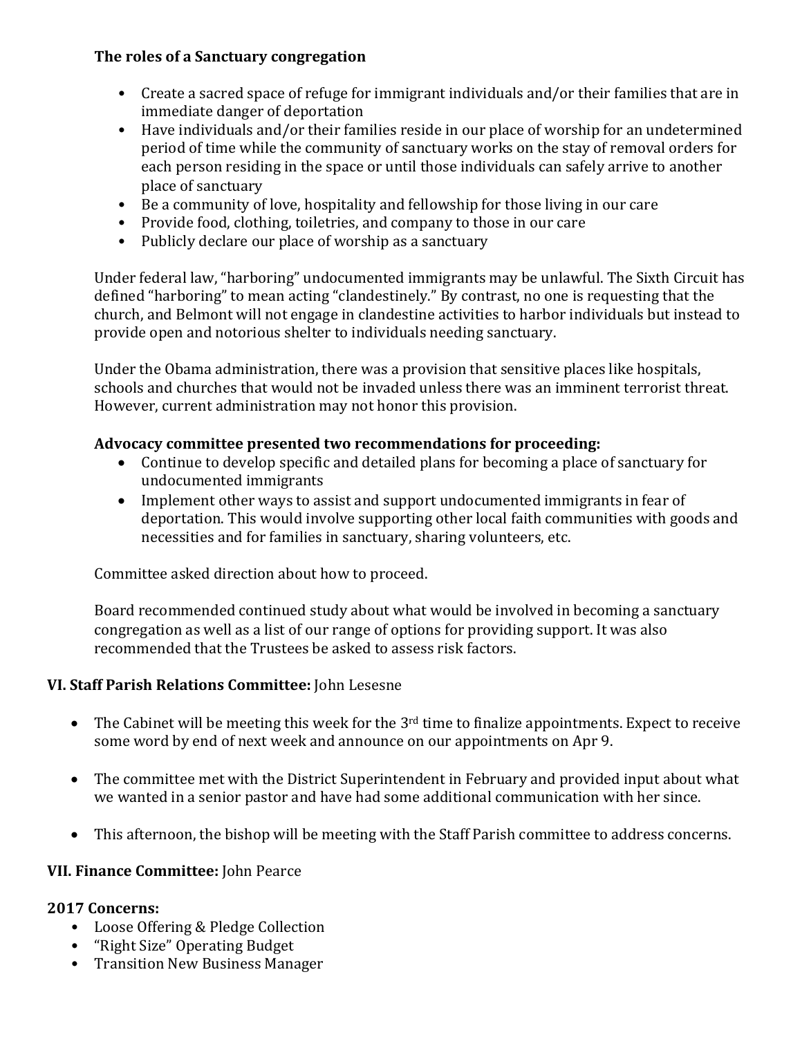**The roles of a Sanctuary congregation**

- Create a sacred space of refuge for immigrant individuals and/or their families that are in immediate danger of deportation
- Have individuals and/or their families reside in our place of worship for an undetermined period of time while the community of sanctuary works on the stay of removal orders for each person residing in the space or until those individuals can safely arrive to another place of sanctuary
- Be a community of love, hospitality and fellowship for those living in our care
- Provide food, clothing, toiletries, and company to those in our care
- Publicly declare our place of worship as a sanctuary

Under federal law, "harboring" undocumented immigrants may be unlawful. The Sixth Circuit has defined "harboring" to mean acting "clandestinely." By contrast, no one is requesting that the church, and Belmont will not engage in clandestine activities to harbor individuals but instead to provide open and notorious shelter to individuals needing sanctuary.

Under the Obama administration, there was a provision that sensitive places like hospitals, schools and churches that would not be invaded unless there was an imminent terrorist threat. However, current administration may not honor this provision.

**Advocacy committee presented two recommendations for proceeding:**

- Continue to develop specific and detailed plans for becoming a place of sanctuary for undocumented immigrants
- Implement other ways to assist and support undocumented immigrants in fear of deportation. This would involve supporting other local faith communities with goods and necessities and for families in sanctuary, sharing volunteers, etc.

Committee asked direction about how to proceed.

Board recommended continued study about what would be involved in becoming a sanctuary congregation as well as a list of our range of options for providing support. It was also recommended that the Trustees be asked to assess risk factors.

**VI. Staff Parish Relations Committee:** John Lesesne

- The Cabinet will be meeting this week for the 3rd time to finalize appointments. Expect to receive some word by end of next week and announce on our appointments on Apr 9.
- The committee met with the District Superintendent in February and provided input about what we wanted in a senior pastor and have had some additional communication with her since.
- This afternoon, the bishop will be meeting with the Staff Parish committee to address concerns.

**VII. Finance Committee:** John Pearce

**2017 Concerns:**

- Loose Offering & Pledge Collection
- "Right Size" Operating Budget
- Transition New Business Manager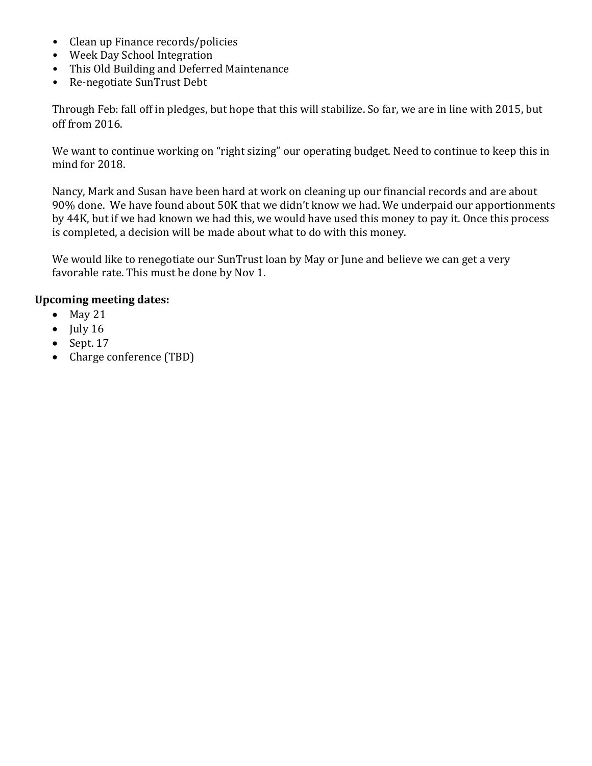- Clean up Finance records/policies
- Week Day School Integration
- This Old Building and Deferred Maintenance
- Re-negotiate SunTrust Debt

Through Feb: fall off in pledges, but hope that this will stabilize. So far, we are in line with 2015, but off from 2016.

We want to continue working on "right sizing" our operating budget. Need to continue to keep this in mind for 2018.

Nancy, Mark and Susan have been hard at work on cleaning up our financial records and are about 90% done. We have found about 50K that we didn't know we had. We underpaid our apportionments by 44K, but if we had known we had this, we would have used this money to pay it. Once this process is completed, a decision will be made about what to do with this money.

We would like to renegotiate our SunTrust loan by May or June and believe we can get a very favorable rate. This must be done by Nov 1.

**Upcoming meeting dates:**

- May 21
- July 16
- Sept. 17
- Charge conference (TBD)